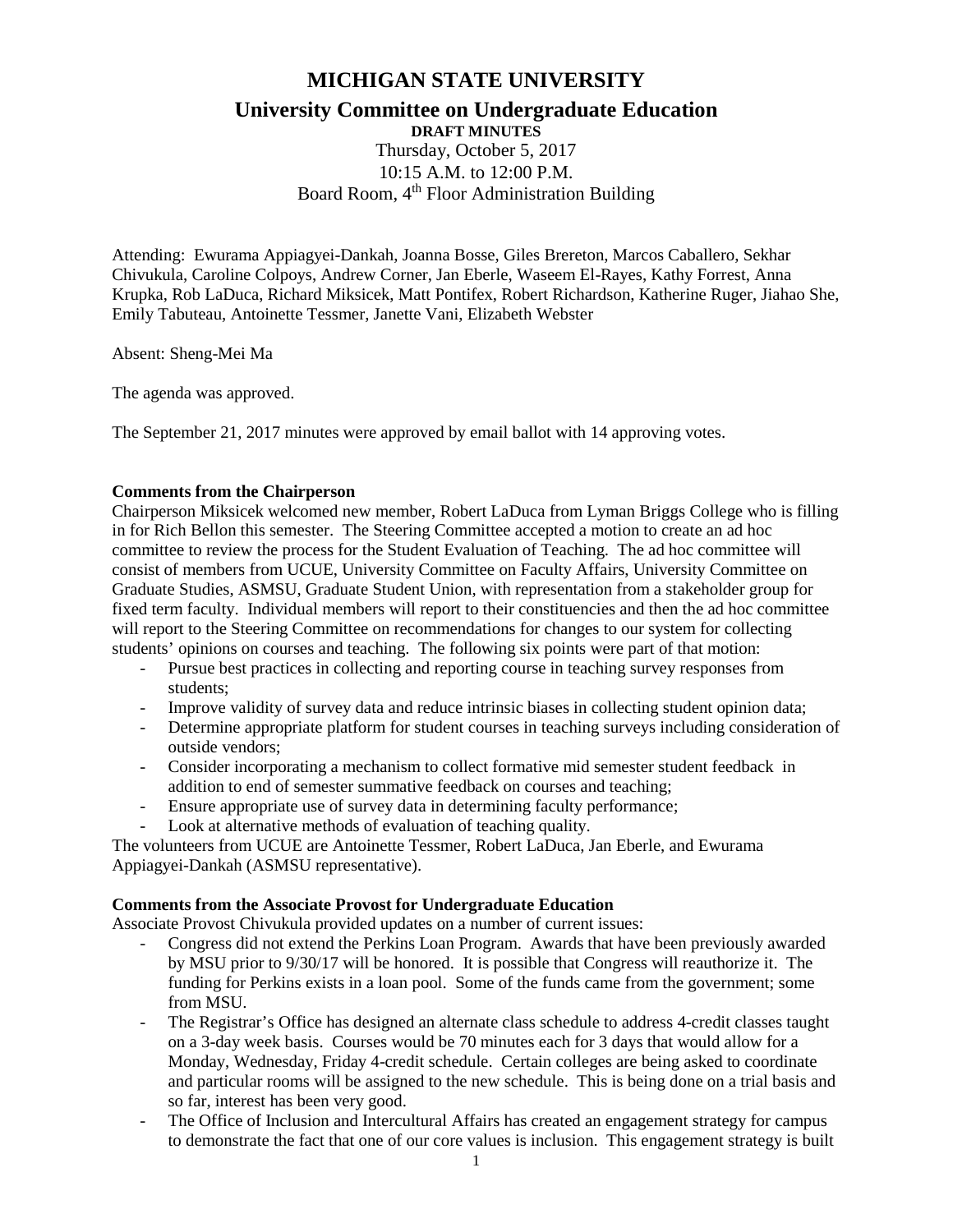# MICHIGAN STATE UNIVERSITY

## University Committee on Undergraduate Education

**DRAFT MINUTES**

Thursday, October 5, 2017
10:15 A.M. to 12:00 P.M.
Board Room, 4th Floor Administration Building

Attending: Ewurama Appiagyei-Dankah, Joanna Bosse, Giles Brereton, Marcos Caballero, Sekhar Chivukula, Caroline Colpoys, Andrew Corner, Jan Eberle, Waseem El-Rayes, Kathy Forrest, Anna Krupka, Rob LaDuca, Richard Miksicek, Matt Pontifex, Robert Richardson, Katherine Ruger, Jiahao She, Emily Tabuteau, Antoinette Tessmer, Janette Vani, Elizabeth Webster

Absent: Sheng-Mei Ma

The agenda was approved.

The September 21, 2017 minutes were approved by email ballot with 14 approving votes.

**Comments from the Chairperson**

Chairperson Miksicek welcomed new member, Robert LaDuca from Lyman Briggs College who is filling in for Rich Bellon this semester. The Steering Committee accepted a motion to create an ad hoc committee to review the process for the Student Evaluation of Teaching. The ad hoc committee will consist of members from UCUE, University Committee on Faculty Affairs, University Committee on Graduate Studies, ASMSU, Graduate Student Union, with representation from a stakeholder group for fixed term faculty. Individual members will report to their constituencies and then the ad hoc committee will report to the Steering Committee on recommendations for changes to our system for collecting students' opinions on courses and teaching. The following six points were part of that motion:

- Pursue best practices in collecting and reporting course in teaching survey responses from students;
- Improve validity of survey data and reduce intrinsic biases in collecting student opinion data;
- Determine appropriate platform for student courses in teaching surveys including consideration of outside vendors;
- Consider incorporating a mechanism to collect formative mid semester student feedback in addition to end of semester summative feedback on courses and teaching;
- Ensure appropriate use of survey data in determining faculty performance;
- Look at alternative methods of evaluation of teaching quality.

The volunteers from UCUE are Antoinette Tessmer, Robert LaDuca, Jan Eberle, and Ewurama Appiagyei-Dankah (ASMSU representative).

**Comments from the Associate Provost for Undergraduate Education**

Associate Provost Chivukula provided updates on a number of current issues:

- Congress did not extend the Perkins Loan Program. Awards that have been previously awarded by MSU prior to 9/30/17 will be honored. It is possible that Congress will reauthorize it. The funding for Perkins exists in a loan pool. Some of the funds came from the government; some from MSU.
- The Registrar's Office has designed an alternate class schedule to address 4-credit classes taught on a 3-day week basis. Courses would be 70 minutes each for 3 days that would allow for a Monday, Wednesday, Friday 4-credit schedule. Certain colleges are being asked to coordinate and particular rooms will be assigned to the new schedule. This is being done on a trial basis and so far, interest has been very good.
- The Office of Inclusion and Intercultural Affairs has created an engagement strategy for campus to demonstrate the fact that one of our core values is inclusion. This engagement strategy is built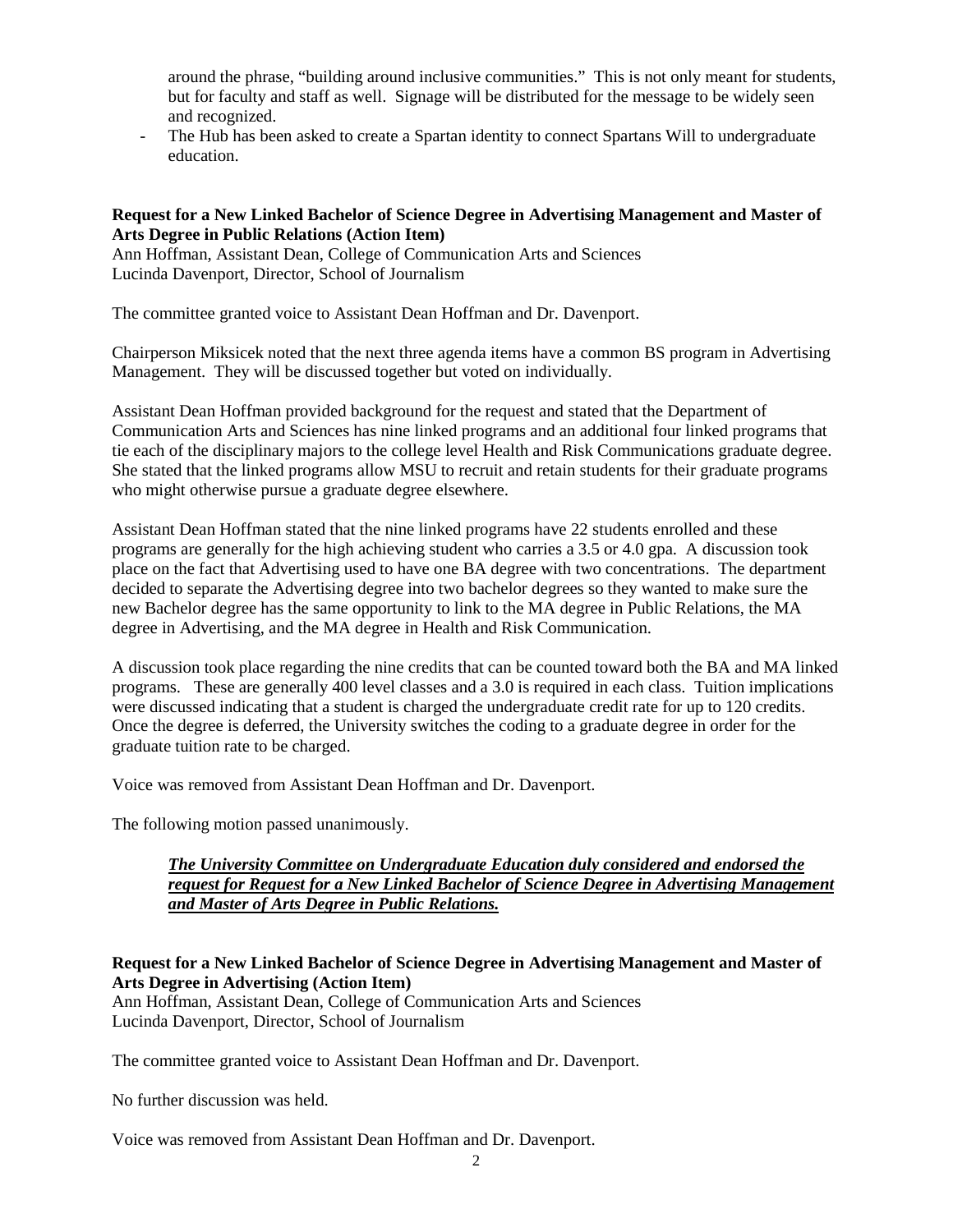around the phrase, “building around inclusive communities.” This is not only meant for students, but for faculty and staff as well. Signage will be distributed for the message to be widely seen and recognized.

- The Hub has been asked to create a Spartan identity to connect Spartans Will to undergraduate education.

**Request for a New Linked Bachelor of Science Degree in Advertising Management and Master of Arts Degree in Public Relations (Action Item)**
Ann Hoffman, Assistant Dean, College of Communication Arts and Sciences
Lucinda Davenport, Director, School of Journalism

The committee granted voice to Assistant Dean Hoffman and Dr. Davenport.

Chairperson Miksicek noted that the next three agenda items have a common BS program in Advertising Management. They will be discussed together but voted on individually.

Assistant Dean Hoffman provided background for the request and stated that the Department of Communication Arts and Sciences has nine linked programs and an additional four linked programs that tie each of the disciplinary majors to the college level Health and Risk Communications graduate degree. She stated that the linked programs allow MSU to recruit and retain students for their graduate programs who might otherwise pursue a graduate degree elsewhere.

Assistant Dean Hoffman stated that the nine linked programs have 22 students enrolled and these programs are generally for the high achieving student who carries a 3.5 or 4.0 gpa. A discussion took place on the fact that Advertising used to have one BA degree with two concentrations. The department decided to separate the Advertising degree into two bachelor degrees so they wanted to make sure the new Bachelor degree has the same opportunity to link to the MA degree in Public Relations, the MA degree in Advertising, and the MA degree in Health and Risk Communication.

A discussion took place regarding the nine credits that can be counted toward both the BA and MA linked programs. These are generally 400 level classes and a 3.0 is required in each class. Tuition implications were discussed indicating that a student is charged the undergraduate credit rate for up to 120 credits. Once the degree is deferred, the University switches the coding to a graduate degree in order for the graduate tuition rate to be charged.

Voice was removed from Assistant Dean Hoffman and Dr. Davenport.

The following motion passed unanimously.

> ***The University Committee on Undergraduate Education duly considered and endorsed the request for Request for a New Linked Bachelor of Science Degree in Advertising Management and Master of Arts Degree in Public Relations.***

**Request for a New Linked Bachelor of Science Degree in Advertising Management and Master of Arts Degree in Advertising (Action Item)**
Ann Hoffman, Assistant Dean, College of Communication Arts and Sciences
Lucinda Davenport, Director, School of Journalism

The committee granted voice to Assistant Dean Hoffman and Dr. Davenport.

No further discussion was held.

Voice was removed from Assistant Dean Hoffman and Dr. Davenport.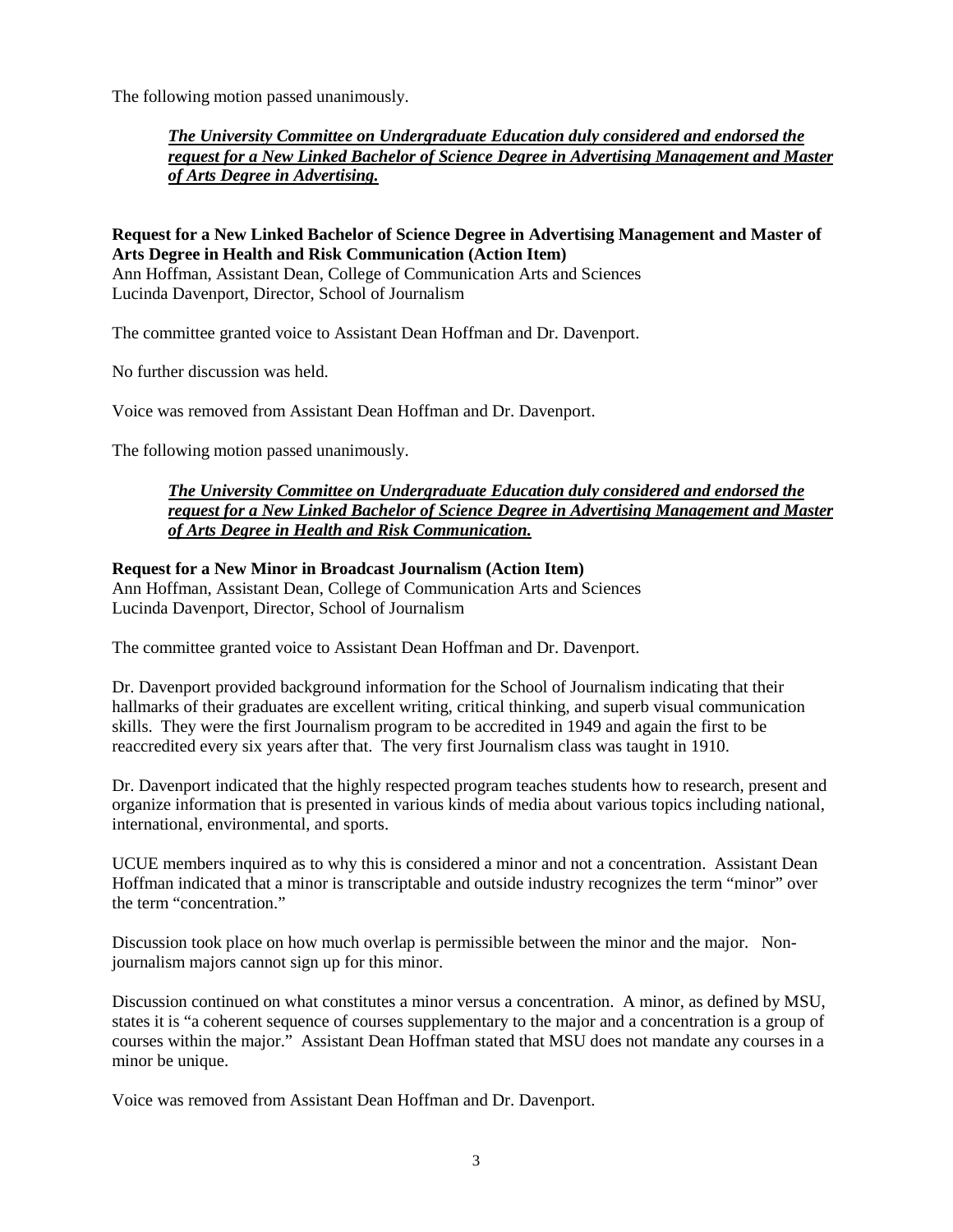The following motion passed unanimously.

> ***The University Committee on Undergraduate Education duly considered and endorsed the request for a New Linked Bachelor of Science Degree in Advertising Management and Master of Arts Degree in Advertising.***

**Request for a New Linked Bachelor of Science Degree in Advertising Management and Master of Arts Degree in Health and Risk Communication (Action Item)**
Ann Hoffman, Assistant Dean, College of Communication Arts and Sciences
Lucinda Davenport, Director, School of Journalism

The committee granted voice to Assistant Dean Hoffman and Dr. Davenport.

No further discussion was held.

Voice was removed from Assistant Dean Hoffman and Dr. Davenport.

The following motion passed unanimously.

> ***The University Committee on Undergraduate Education duly considered and endorsed the request for a New Linked Bachelor of Science Degree in Advertising Management and Master of Arts Degree in Health and Risk Communication.***

**Request for a New Minor in Broadcast Journalism (Action Item)**
Ann Hoffman, Assistant Dean, College of Communication Arts and Sciences
Lucinda Davenport, Director, School of Journalism

The committee granted voice to Assistant Dean Hoffman and Dr. Davenport.

Dr. Davenport provided background information for the School of Journalism indicating that their hallmarks of their graduates are excellent writing, critical thinking, and superb visual communication skills. They were the first Journalism program to be accredited in 1949 and again the first to be reaccredited every six years after that. The very first Journalism class was taught in 1910.

Dr. Davenport indicated that the highly respected program teaches students how to research, present and organize information that is presented in various kinds of media about various topics including national, international, environmental, and sports.

UCUE members inquired as to why this is considered a minor and not a concentration. Assistant Dean Hoffman indicated that a minor is transcriptable and outside industry recognizes the term "minor" over the term "concentration."

Discussion took place on how much overlap is permissible between the minor and the major. Non-journalism majors cannot sign up for this minor.

Discussion continued on what constitutes a minor versus a concentration. A minor, as defined by MSU, states it is "a coherent sequence of courses supplementary to the major and a concentration is a group of courses within the major." Assistant Dean Hoffman stated that MSU does not mandate any courses in a minor be unique.

Voice was removed from Assistant Dean Hoffman and Dr. Davenport.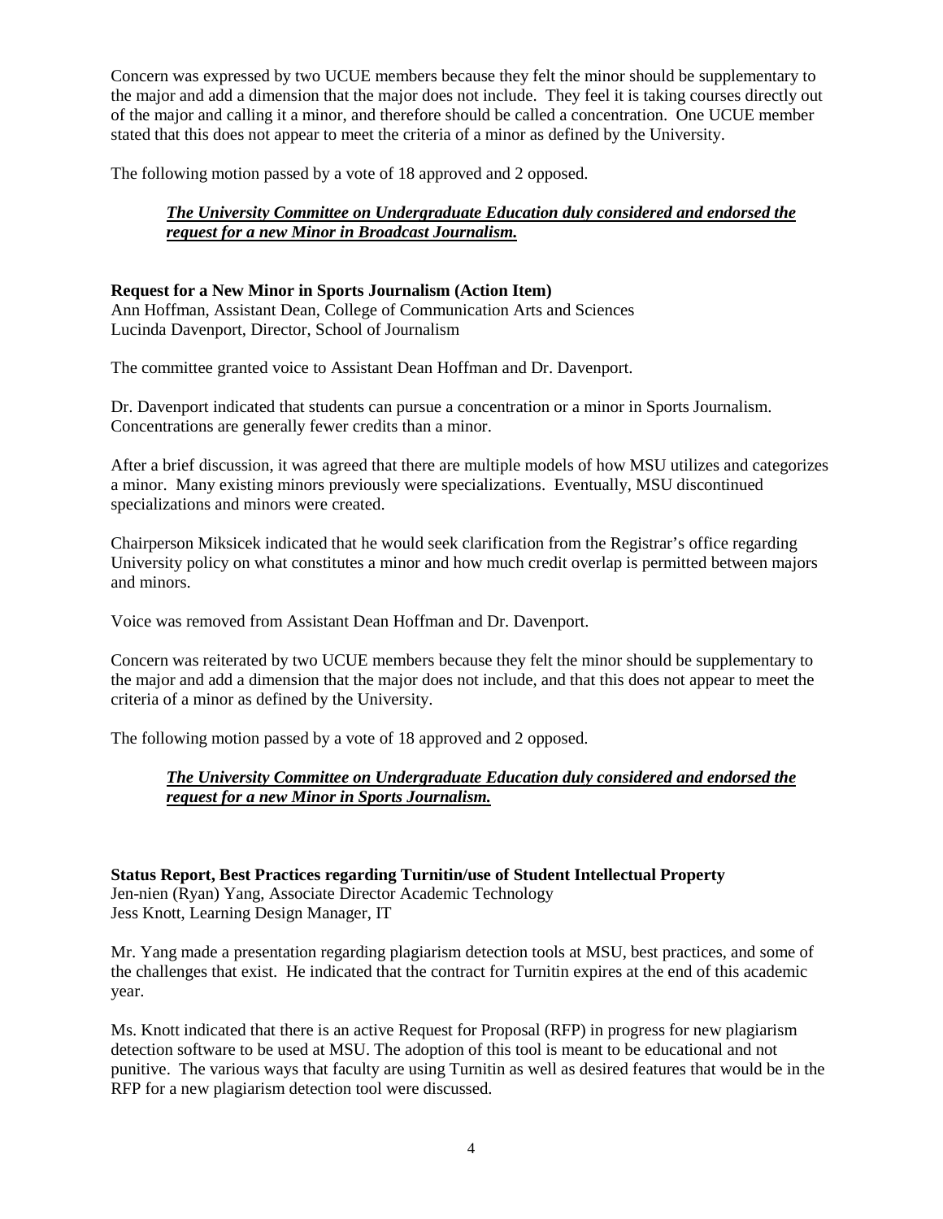Concern was expressed by two UCUE members because they felt the minor should be supplementary to the major and add a dimension that the major does not include. They feel it is taking courses directly out of the major and calling it a minor, and therefore should be called a concentration. One UCUE member stated that this does not appear to meet the criteria of a minor as defined by the University.

The following motion passed by a vote of 18 approved and 2 opposed.

> ***The University Committee on Undergraduate Education duly considered and endorsed the request for a new Minor in Broadcast Journalism.***

**Request for a New Minor in Sports Journalism (Action Item)**
Ann Hoffman, Assistant Dean, College of Communication Arts and Sciences
Lucinda Davenport, Director, School of Journalism

The committee granted voice to Assistant Dean Hoffman and Dr. Davenport.

Dr. Davenport indicated that students can pursue a concentration or a minor in Sports Journalism. Concentrations are generally fewer credits than a minor.

After a brief discussion, it was agreed that there are multiple models of how MSU utilizes and categorizes a minor. Many existing minors previously were specializations. Eventually, MSU discontinued specializations and minors were created.

Chairperson Miksicek indicated that he would seek clarification from the Registrar's office regarding University policy on what constitutes a minor and how much credit overlap is permitted between majors and minors.

Voice was removed from Assistant Dean Hoffman and Dr. Davenport.

Concern was reiterated by two UCUE members because they felt the minor should be supplementary to the major and add a dimension that the major does not include, and that this does not appear to meet the criteria of a minor as defined by the University.

The following motion passed by a vote of 18 approved and 2 opposed.

> ***The University Committee on Undergraduate Education duly considered and endorsed the request for a new Minor in Sports Journalism.***

**Status Report, Best Practices regarding Turnitin/use of Student Intellectual Property**
Jen-nien (Ryan) Yang, Associate Director Academic Technology
Jess Knott, Learning Design Manager, IT

Mr. Yang made a presentation regarding plagiarism detection tools at MSU, best practices, and some of the challenges that exist. He indicated that the contract for Turnitin expires at the end of this academic year.

Ms. Knott indicated that there is an active Request for Proposal (RFP) in progress for new plagiarism detection software to be used at MSU. The adoption of this tool is meant to be educational and not punitive. The various ways that faculty are using Turnitin as well as desired features that would be in the RFP for a new plagiarism detection tool were discussed.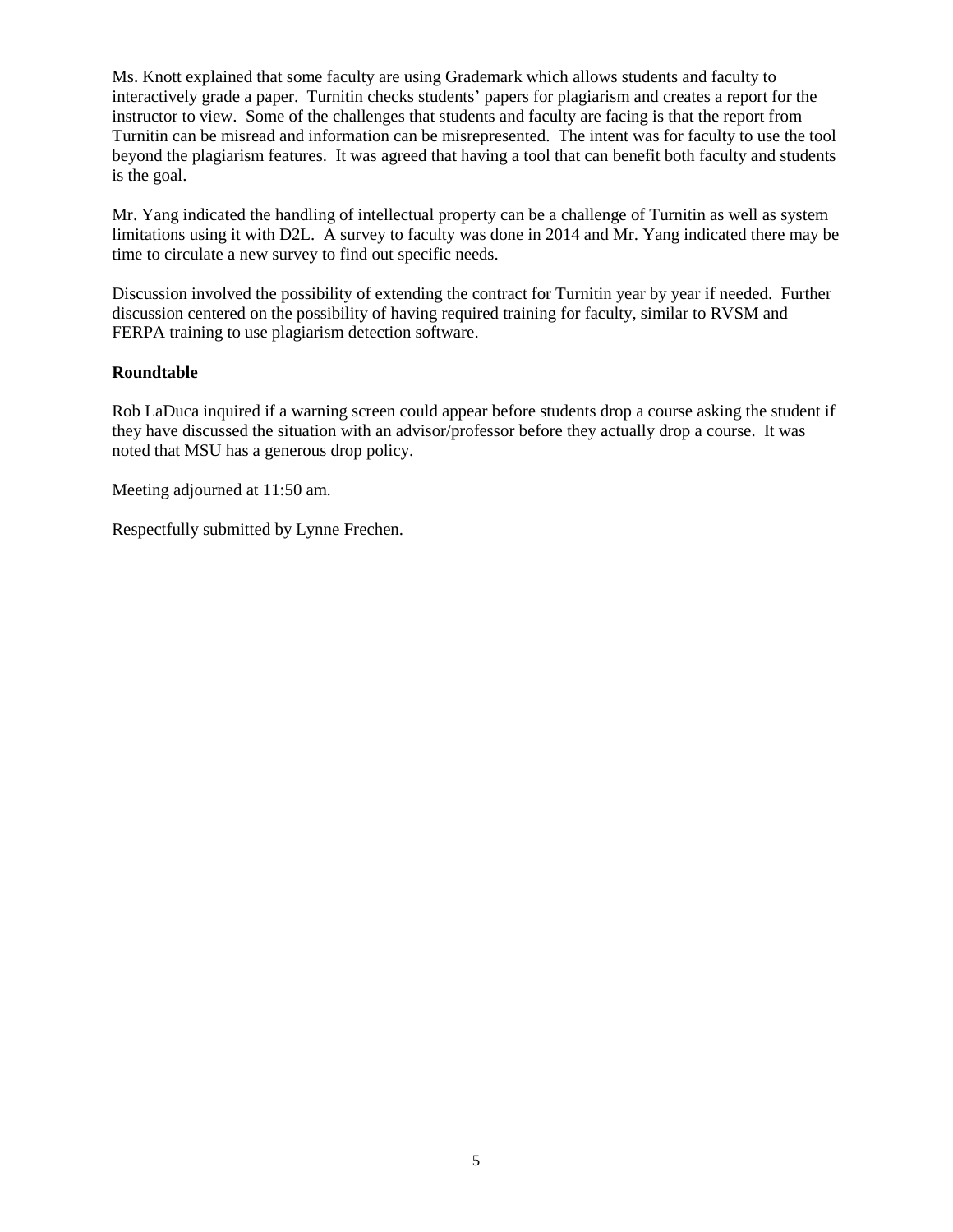Ms. Knott explained that some faculty are using Grademark which allows students and faculty to interactively grade a paper. Turnitin checks students' papers for plagiarism and creates a report for the instructor to view. Some of the challenges that students and faculty are facing is that the report from Turnitin can be misread and information can be misrepresented. The intent was for faculty to use the tool beyond the plagiarism features. It was agreed that having a tool that can benefit both faculty and students is the goal.

Mr. Yang indicated the handling of intellectual property can be a challenge of Turnitin as well as system limitations using it with D2L. A survey to faculty was done in 2014 and Mr. Yang indicated there may be time to circulate a new survey to find out specific needs.

Discussion involved the possibility of extending the contract for Turnitin year by year if needed. Further discussion centered on the possibility of having required training for faculty, similar to RVSM and FERPA training to use plagiarism detection software.

**Roundtable**

Rob LaDuca inquired if a warning screen could appear before students drop a course asking the student if they have discussed the situation with an advisor/professor before they actually drop a course. It was noted that MSU has a generous drop policy.

Meeting adjourned at 11:50 am.

Respectfully submitted by Lynne Frechen.